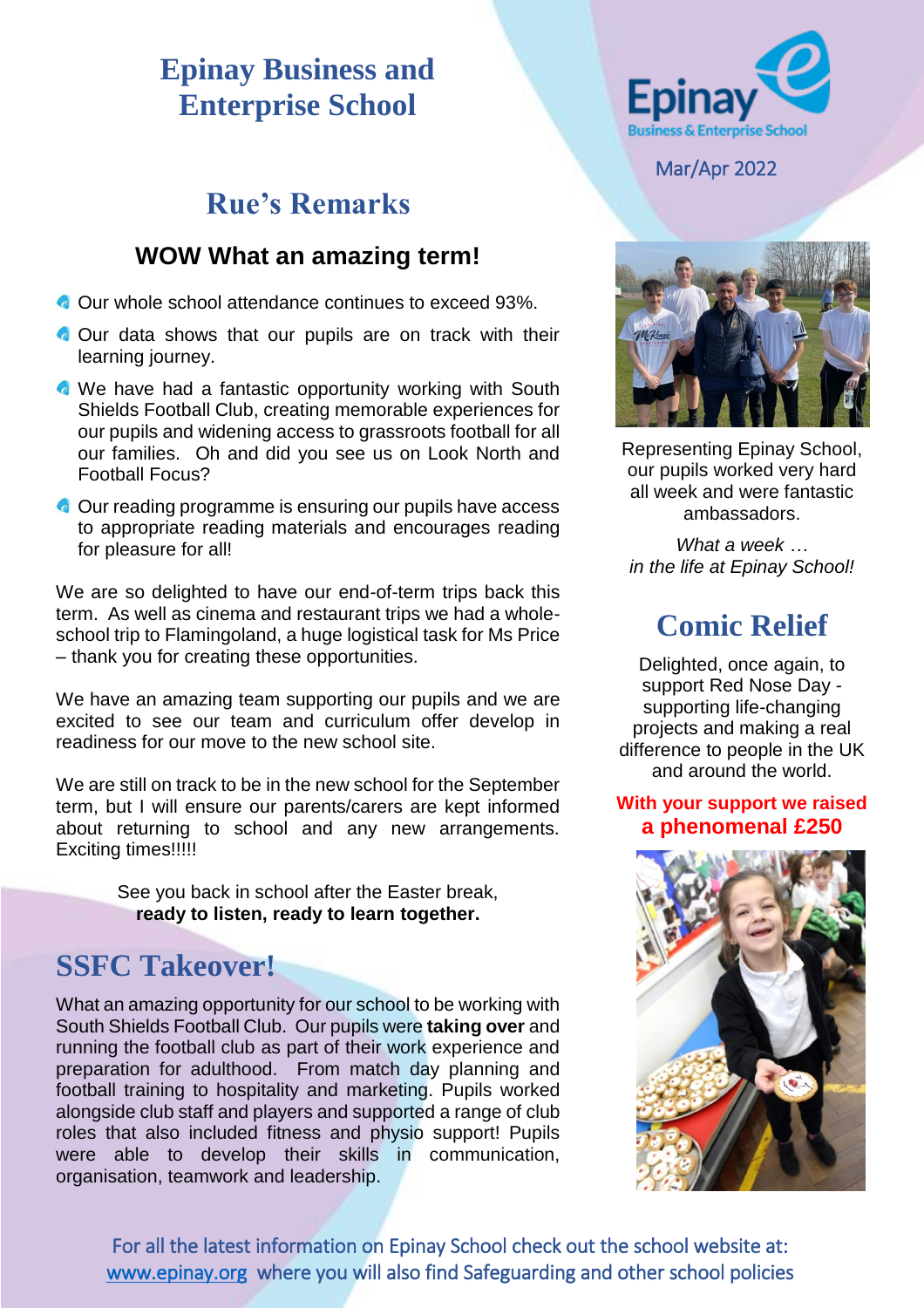# Epinay Business and Enterprise School

Mar/Apr 2022

## Rue's Remarks

### WOW What an amazing term!

- Our whole school attendance continues to exceed 93%.
- Our data shows that our pupils are on track with their learning journey.
- We have had a fantastic opportunity working with South Shields Football Club, creating memorable experiences for our pupils and widening access to grassroots football for all our families. Oh and did you see us on Look North and Football Focus?
- Our reading programme is ensuring our pupils have access to appropriate reading materials and encourages reading for pleasure for all!

We are so delighted to have our end-of-term trips back this term. As well as cinema and restaurant trips we had a whole-school trip to Flamingoland, a huge logistical task for Ms Price – thank you for creating these opportunities.

We have an amazing team supporting our pupils and we are excited to see our team and curriculum offer develop in readiness for our move to the new school site.

We are still on track to be in the new school for the September term, but I will ensure our parents/carers are kept informed about returning to school and any new arrangements. Exciting times!!!!!

See you back in school after the Easter break,
**ready to listen, ready to learn together.**

## SSFC Takeover!

What an amazing opportunity for our school to be working with South Shields Football Club. Our pupils were **taking over** and running the football club as part of their work experience and preparation for adulthood. From match day planning and football training to hospitality and marketing. Pupils worked alongside club staff and players and supported a range of club roles that also included fitness and physio support! Pupils were able to develop their skills in communication, organisation, teamwork and leadership.

Representing Epinay School, our pupils worked very hard all week and were fantastic ambassadors.

*What a week … in the life at Epinay School!*

## Comic Relief

Delighted, once again, to support Red Nose Day - supporting life-changing projects and making a real difference to people in the UK and around the world.

**With your support we raised a phenomenal £250**

For all the latest information on Epinay School check out the school website at: www.epinay.org where you will also find Safeguarding and other school policies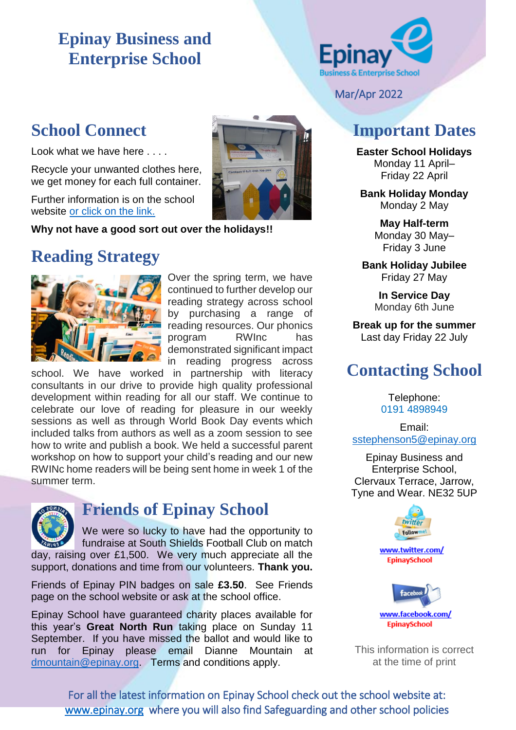# Epinay Business and Enterprise School

Mar/Apr 2022

## School Connect

Look what we have here . . . .

Recycle your unwanted clothes here, we get money for each full container.

Further information is on the school website or click on the link.

**Why not have a good sort out over the holidays!!**

## Reading Strategy

Over the spring term, we have continued to further develop our reading strategy across school by purchasing a range of reading resources. Our phonics program RWInc has demonstrated significant impact in reading progress across school. We have worked in partnership with literacy consultants in our drive to provide high quality professional development within reading for all our staff. We continue to celebrate our love of reading for pleasure in our weekly sessions as well as through World Book Day events which included talks from authors as well as a zoom session to see how to write and publish a book. We held a successful parent workshop on how to support your child's reading and our new RWINc home readers will be being sent home in week 1 of the summer term.

## Friends of Epinay School

We were so lucky to have had the opportunity to fundraise at South Shields Football Club on match day, raising over £1,500. We very much appreciate all the support, donations and time from our volunteers. **Thank you.**

Friends of Epinay PIN badges on sale **£3.50**. See Friends page on the school website or ask at the school office.

Epinay School have guaranteed charity places available for this year's **Great North Run** taking place on Sunday 11 September. If you have missed the ballot and would like to run for Epinay please email Dianne Mountain at dmountain@epinay.org. Terms and conditions apply.

## Important Dates

**Easter School Holidays**
Monday 11 April–
Friday 22 April

**Bank Holiday Monday**
Monday 2 May

**May Half-term**
Monday 30 May–
Friday 3 June

**Bank Holiday Jubilee**
Friday 27 May

**In Service Day**
Monday 6th June

**Break up for the summer**
Last day Friday 22 July

## Contacting School

Telephone:
0191 4898949

Email:
sstephenson5@epinay.org

Epinay Business and Enterprise School,
Clervaux Terrace, Jarrow,
Tyne and Wear. NE32 5UP

www.twitter.com/EpinaySchool

www.facebook.com/EpinaySchool

This information is correct at the time of print

For all the latest information on Epinay School check out the school website at: www.epinay.org where you will also find Safeguarding and other school policies